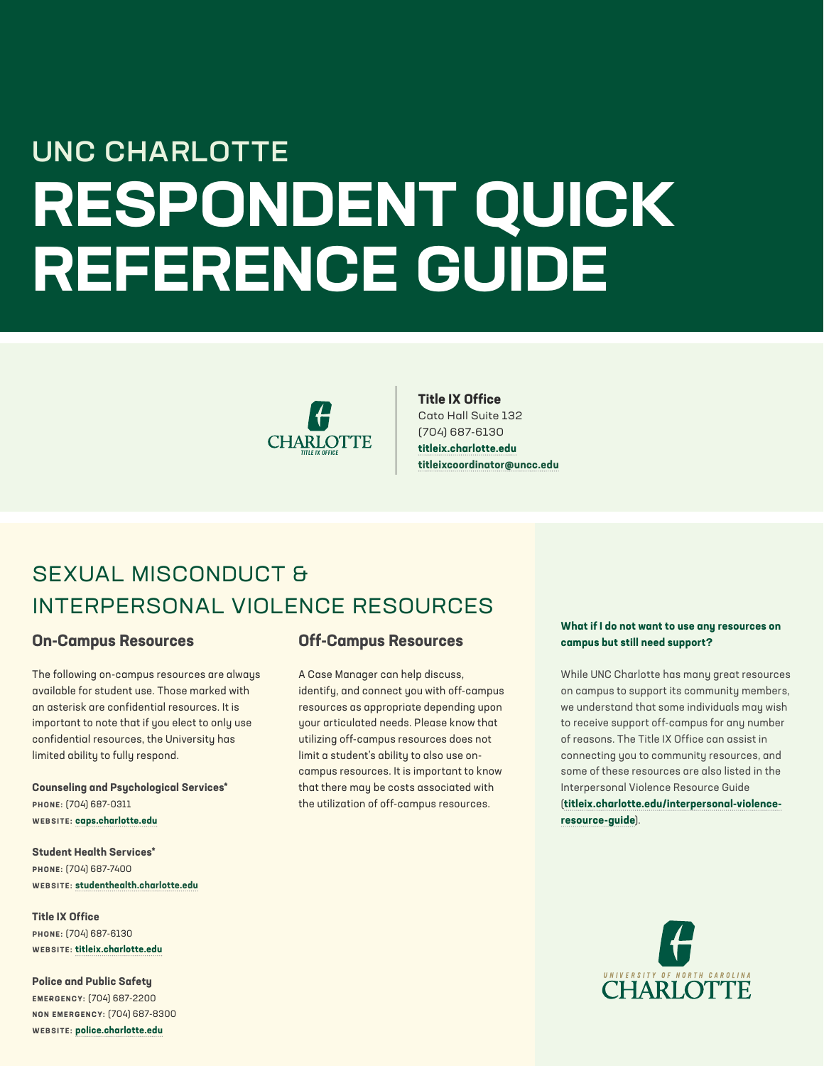UNC CHARLOTTE

# RESPONDENT QUICK REFERENCE GUIDE

**Title IX Office**
Cato Hall Suite 132
(704) 687-6130
**titleix.charlotte.edu**
**titleixcoordinator@uncc.edu**

## SEXUAL MISCONDUCT & INTERPERSONAL VIOLENCE RESOURCES

### On-Campus Resources

The following on-campus resources are always available for student use. Those marked with an asterisk are confidential resources. It is important to note that if you elect to only use confidential resources, the University has limited ability to fully respond.

**Counseling and Psychological Services***
PHONE: (704) 687-0311
WEBSITE: **caps.charlotte.edu**

**Student Health Services***
PHONE: (704) 687-7400
WEBSITE: **studenthealth.charlotte.edu**

**Title IX Office**
PHONE: (704) 687-6130
WEBSITE: **titleix.charlotte.edu**

**Police and Public Safety**
EMERGENCY: (704) 687-2200
NON EMERGENCY: (704) 687-8300
WEBSITE: **police.charlotte.edu**

### Off-Campus Resources

A Case Manager can help discuss, identify, and connect you with off-campus resources as appropriate depending upon your articulated needs. Please know that utilizing off-campus resources does not limit a student's ability to also use on-campus resources. It is important to know that there may be costs associated with the utilization of off-campus resources.

**What if I do not want to use any resources on campus but still need support?**

While UNC Charlotte has many great resources on campus to support its community members, we understand that some individuals may wish to receive support off-campus for any number of reasons. The Title IX Office can assist in connecting you to community resources, and some of these resources are also listed in the Interpersonal Violence Resource Guide (**titleix.charlotte.edu/interpersonal-violence-resource-guide**).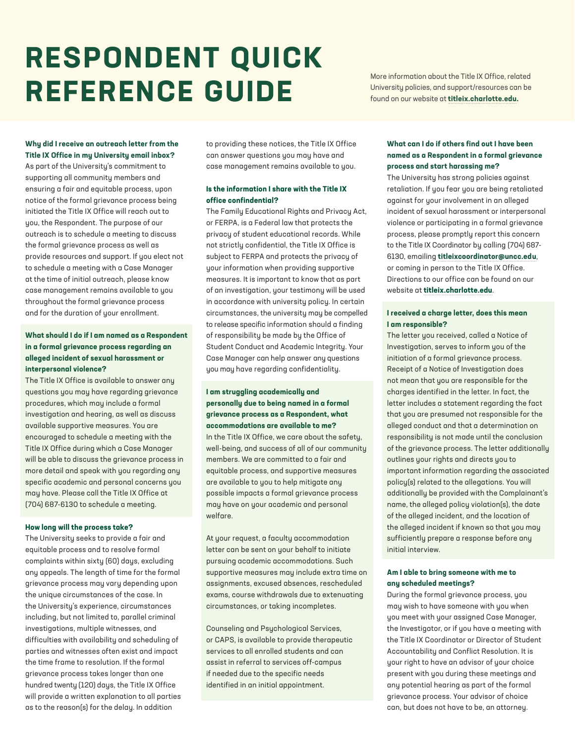# RESPONDENT QUICK REFERENCE GUIDE

More information about the Title IX Office, related University policies, and support/resources can be found on our website at **titleix.charlotte.edu.**

**Why did I receive an outreach letter from the Title IX Office in my University email inbox?**
As part of the University's commitment to supporting all community members and ensuring a fair and equitable process, upon notice of the formal grievance process being initiated the Title IX Office will reach out to you, the Respondent. The purpose of our outreach is to schedule a meeting to discuss the formal grievance process as well as provide resources and support. If you elect not to schedule a meeting with a Case Manager at the time of initial outreach, please know case management remains available to you throughout the formal grievance process and for the duration of your enrollment.

**What should I do if I am named as a Respondent in a formal grievance process regarding an alleged incident of sexual harassment or interpersonal violence?**
The Title IX Office is available to answer any questions you may have regarding grievance procedures, which may include a formal investigation and hearing, as well as discuss available supportive measures. You are encouraged to schedule a meeting with the Title IX Office during which a Case Manager will be able to discuss the grievance process in more detail and speak with you regarding any specific academic and personal concerns you may have. Please call the Title IX Office at (704) 687-6130 to schedule a meeting.

**How long will the process take?**
The University seeks to provide a fair and equitable process and to resolve formal complaints within sixty (60) days, excluding any appeals. The length of time for the formal grievance process may vary depending upon the unique circumstances of the case. In the University's experience, circumstances including, but not limited to, parallel criminal investigations, multiple witnesses, and difficulties with availability and scheduling of parties and witnesses often exist and impact the time frame to resolution. If the formal grievance process takes longer than one hundred twenty (120) days, the Title IX Office will provide a written explanation to all parties as to the reason(s) for the delay. In addition to providing these notices, the Title IX Office can answer questions you may have and case management remains available to you.

**Is the information I share with the Title IX office confindential?**
The Family Educational Rights and Privacy Act, or FERPA, is a Federal law that protects the privacy of student educational records. While not strictly confidential, the Title IX Office is subject to FERPA and protects the privacy of your information when providing supportive measures. It is important to know that as part of an investigation, your testimony will be used in accordance with university policy. In certain circumstances, the university may be compelled to release specific information should a finding of responsibility be made by the Office of Student Conduct and Academic Integrity. Your Case Manager can help answer any questions you may have regarding confidentiality.

**I am struggling academically and personally due to being named in a formal grievance process as a Respondent, what accommodations are available to me?**
In the Title IX Office, we care about the safety, well-being, and success of all of our community members. We are committed to a fair and equitable process, and supportive measures are available to you to help mitigate any possible impacts a formal grievance process may have on your academic and personal welfare.

At your request, a faculty accommodation letter can be sent on your behalf to initiate pursuing academic accommodations. Such supportive measures may include extra time on assignments, excused absences, rescheduled exams, course withdrawals due to extenuating circumstances, or taking incompletes.

Counseling and Psychological Services, or CAPS, is available to provide therapeutic services to all enrolled students and can assist in referral to services off-campus if needed due to the specific needs identified in an initial appointment.

**What can I do if others find out I have been named as a Respondent in a formal grievance process and start harassing me?**
The University has strong policies against retaliation. If you fear you are being retaliated against for your involvement in an alleged incident of sexual harassment or interpersonal violence or participating in a formal grievance process, please promptly report this concern to the Title IX Coordinator by calling (704) 687-6130, emailing **titleixcoordinator@uncc.edu**, or coming in person to the Title IX Office. Directions to our office can be found on our website at **titleix.charlotte.edu**.

**I received a charge letter, does this mean I am responsible?**
The letter you received, called a Notice of Investigation, serves to inform you of the initiation of a formal grievance process. Receipt of a Notice of Investigation does not mean that you are responsible for the charges identified in the letter. In fact, the letter includes a statement regarding the fact that you are presumed not responsible for the alleged conduct and that a determination on responsibility is not made until the conclusion of the grievance process. The letter additionally outlines your rights and directs you to important information regarding the associated policy(s) related to the allegations. You will additionally be provided with the Complainant's name, the alleged policy violation(s), the date of the alleged incident, and the location of the alleged incident if known so that you may sufficiently prepare a response before any initial interview.

**Am I able to bring someone with me to any scheduled meetings?**
During the formal grievance process, you may wish to have someone with you when you meet with your assigned Case Manager, the Investigator, or if you have a meeting with the Title IX Coordinator or Director of Student Accountability and Conflict Resolution. It is your right to have an advisor of your choice present with you during these meetings and any potential hearing as part of the formal grievance process. Your advisor of choice can, but does not have to be, an attorney.